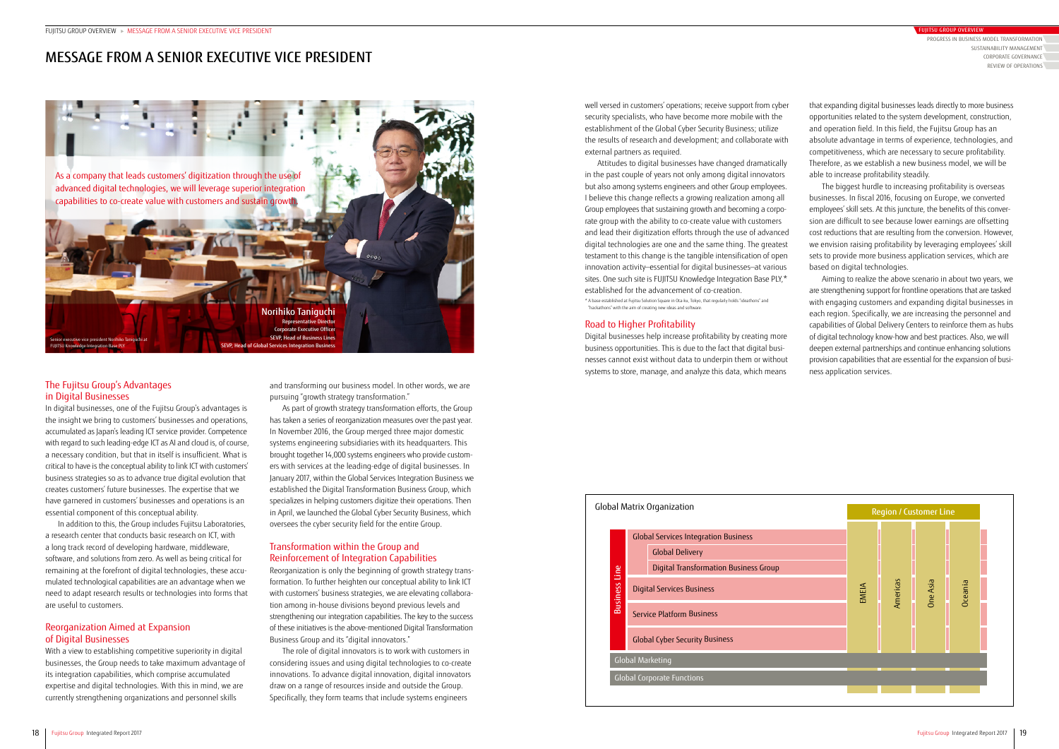# MESSAGE FROM A SENIOR EXECUTIVE VICE PRESIDENT

As a company that leads customers' digitization through the use of advanced digital technologies, we will leverage superior integration capabilities to co-create value with customers and sustain growth.

**Norihiko Taniguchi**
Representative Director
Corporate Executive Officer
SEVP, Head of Business Lines
SEVP, Head of Global Services Integration Business

Senior executive vice president Norihiko Taniguchi at FUJITSU Knowledge Integration Base PLY

## The Fujitsu Group's Advantages in Digital Businesses

In digital businesses, one of the Fujitsu Group's advantages is the insight we bring to customers' businesses and operations, accumulated as Japan's leading ICT service provider. Competence with regard to such leading-edge ICT as AI and cloud is, of course, a necessary condition, but that in itself is insufficient. What is critical to have is the conceptual ability to link ICT with customers' business strategies so as to advance true digital evolution that creates customers' future businesses. The expertise that we have garnered in customers' businesses and operations is an essential component of this conceptual ability.

In addition to this, the Group includes Fujitsu Laboratories, a research center that conducts basic research on ICT, with a long track record of developing hardware, middleware, software, and solutions from zero. As well as being critical for remaining at the forefront of digital technologies, these accumulated technological capabilities are an advantage when we need to adapt research results or technologies into forms that are useful to customers.

## Reorganization Aimed at Expansion of Digital Businesses

With a view to establishing competitive superiority in digital businesses, the Group needs to take maximum advantage of its integration capabilities, which comprise accumulated expertise and digital technologies. With this in mind, we are currently strengthening organizations and personnel skills and transforming our business model. In other words, we are pursuing "growth strategy transformation."

As part of growth strategy transformation efforts, the Group has taken a series of reorganization measures over the past year. In November 2016, the Group merged three major domestic systems engineering subsidiaries with its headquarters. This brought together 14,000 systems engineers who provide customers with services at the leading-edge of digital businesses. In January 2017, within the Global Services Integration Business we established the Digital Transformation Business Group, which specializes in helping customers digitize their operations. Then in April, we launched the Global Cyber Security Business, which oversees the cyber security field for the entire Group.

## Transformation within the Group and Reinforcement of Integration Capabilities

Reorganization is only the beginning of growth strategy transformation. To further heighten our conceptual ability to link ICT with customers' business strategies, we are elevating collaboration among in-house divisions beyond previous levels and strengthening our integration capabilities. The key to the success of these initiatives is the above-mentioned Digital Transformation Business Group and its "digital innovators."

The role of digital innovators is to work with customers in considering issues and using digital technologies to co-create innovations. To advance digital innovation, digital innovators draw on a range of resources inside and outside the Group. Specifically, they form teams that include systems engineers well versed in customers' operations; receive support from cyber security specialists, who have become more mobile with the establishment of the Global Cyber Security Business; utilize the results of research and development; and collaborate with external partners as required.

Attitudes to digital businesses have changed dramatically in the past couple of years not only among digital innovators but also among systems engineers and other Group employees. I believe this change reflects a growing realization among all Group employees that sustaining growth and becoming a corporate group with the ability to co-create value with customers and lead their digitization efforts through the use of advanced digital technologies are one and the same thing. The greatest testament to this change is the tangible intensification of open innovation activity—essential for digital businesses—at various sites. One such site is FUJITSU Knowledge Integration Base PLY,* established for the advancement of co-creation.

\* A base established at Fujitsu Solution Square in Ota-ku, Tokyo, that regularly holds "ideathons" and "hackathons" with the aim of creating new ideas and software.

## Road to Higher Profitability

Digital businesses help increase profitability by creating more business opportunities. This is due to the fact that digital businesses cannot exist without data to underpin them or without systems to store, manage, and analyze this data, which means that expanding digital businesses leads directly to more business opportunities related to the system development, construction, and operation field. In this field, the Fujitsu Group has an absolute advantage in terms of experience, technologies, and competitiveness, which are necessary to secure profitability. Therefore, as we establish a new business model, we will be able to increase profitability steadily.

The biggest hurdle to increasing profitability is overseas businesses. In fiscal 2016, focusing on Europe, we converted employees' skill sets. At this juncture, the benefits of this conversion are difficult to see because lower earnings are offsetting cost reductions that are resulting from the conversion. However, we envision raising profitability by leveraging employees' skill sets to provide more business application services, which are based on digital technologies.

Aiming to realize the above scenario in about two years, we are strengthening support for frontline operations that are tasked with engaging customers and expanding digital businesses in each region. Specifically, we are increasing the personnel and capabilities of Global Delivery Centers to reinforce them as hubs of digital technology know-how and best practices. Also, we will deepen external partnerships and continue enhancing solutions provision capabilities that are essential for the expansion of business application services.

**Global Matrix Organization**

| Business Line | Region / Customer Line: EMEIA | Americas | One Asia | Oceania |
|---|---|---|---|---|
| Global Services Integration Business | | | | |
| — Global Delivery | | | | |
| — Digital Transformation Business Group | | | | |
| Digital Services Business | | | | |
| Service Platform Business | | | | |
| Global Cyber Security Business | | | | |
| Global Marketing | | | | |
| Global Corporate Functions | | | | |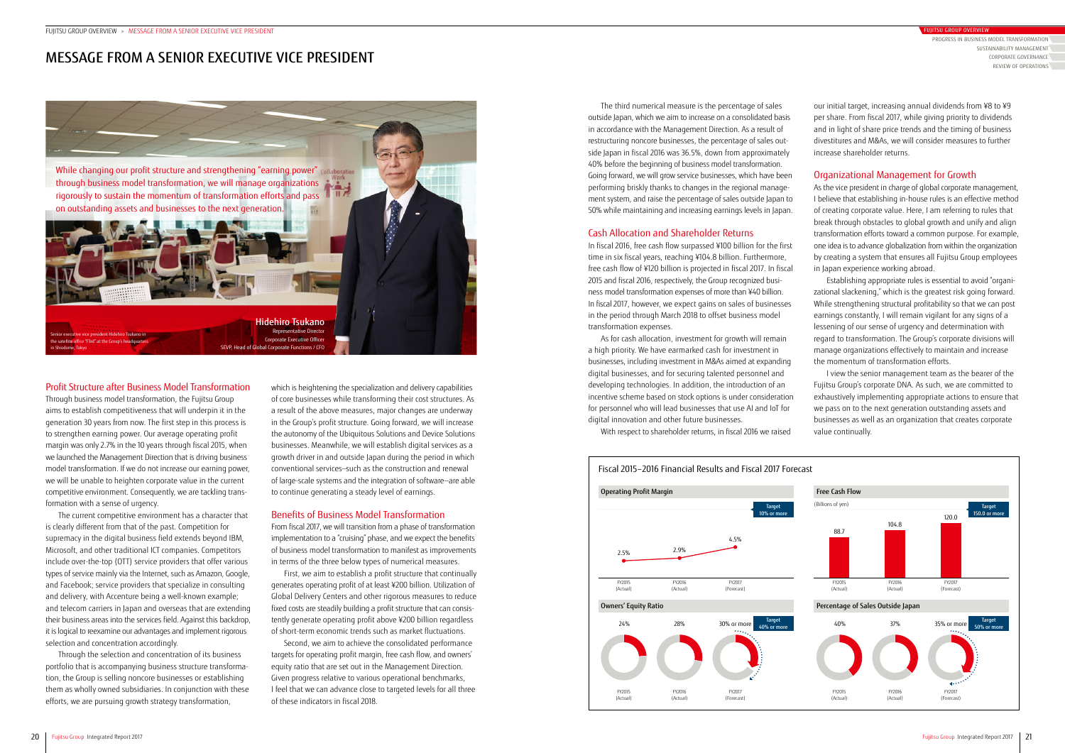# MESSAGE FROM A SENIOR EXECUTIVE VICE PRESIDENT

While changing our profit structure and strengthening "earning power" through business model transformation, we will manage organizations rigorously to sustain the momentum of transformation efforts and pass on outstanding assets and businesses to the next generation.

Hidehiro Tsukano
Representative Director
Corporate Executive Officer
SEVP, Head of Global Corporate Functions / CFO

Senior executive vice president Hidehiro Tsukano in the satellite office "F3rd" at the Group's headquarters in Shiodome, Tokyo

## Profit Structure after Business Model Transformation

Through business model transformation, the Fujitsu Group aims to establish competitiveness that will underpin it in the generation 30 years from now. The first step in this process is to strengthen earning power. Our average operating profit margin was only 2.7% in the 10 years through fiscal 2015, when we launched the Management Direction that is driving business model transformation. If we do not increase our earning power, we will be unable to heighten corporate value in the current competitive environment. Consequently, we are tackling transformation with a sense of urgency.

The current competitive environment has a character that is clearly different from that of the past. Competition for supremacy in the digital business field extends beyond IBM, Microsoft, and other traditional ICT companies. Competitors include over-the-top (OTT) service providers that offer various types of service mainly via the Internet, such as Amazon, Google, and Facebook; service providers that specialize in consulting and delivery, with Accenture being a well-known example; and telecom carriers in Japan and overseas that are extending their business areas into the services field. Against this backdrop, it is logical to reexamine our advantages and implement rigorous selection and concentration accordingly.

Through the selection and concentration of its business portfolio that is accompanying business structure transformation, the Group is selling noncore businesses or establishing them as wholly owned subsidiaries. In conjunction with these efforts, we are pursuing growth strategy transformation, which is heightening the specialization and delivery capabilities of core businesses while transforming their cost structures. As a result of the above measures, major changes are underway in the Group's profit structure. Going forward, we will increase the autonomy of the Ubiquitous Solutions and Device Solutions businesses. Meanwhile, we will establish digital services as a growth driver in and outside Japan during the period in which conventional services—such as the construction and renewal of large-scale systems and the integration of software—are able to continue generating a steady level of earnings.

## Benefits of Business Model Transformation

From fiscal 2017, we will transition from a phase of transformation implementation to a "cruising" phase, and we expect the benefits of business model transformation to manifest as improvements in terms of the three below types of numerical measures.

First, we aim to establish a profit structure that continually generates operating profit of at least ¥200 billion. Utilization of Global Delivery Centers and other rigorous measures to reduce fixed costs are steadily building a profit structure that can consistently generate operating profit above ¥200 billion regardless of short-term economic trends such as market fluctuations.

Second, we aim to achieve the consolidated performance targets for operating profit margin, free cash flow, and owners' equity ratio that are set out in the Management Direction. Given progress relative to various operational benchmarks, I feel that we can advance close to targeted levels for all three of these indicators in fiscal 2018.

The third numerical measure is the percentage of sales outside Japan, which we aim to increase on a consolidated basis in accordance with the Management Direction. As a result of restructuring noncore businesses, the percentage of sales outside Japan in fiscal 2016 was 36.5%, down from approximately 40% before the beginning of business model transformation. Going forward, we will grow service businesses, which have been performing briskly thanks to changes in the regional management system, and raise the percentage of sales outside Japan to 50% while maintaining and increasing earnings levels in Japan.

## Cash Allocation and Shareholder Returns

In fiscal 2016, free cash flow surpassed ¥100 billion for the first time in six fiscal years, reaching ¥104.8 billion. Furthermore, free cash flow of ¥120 billion is projected in fiscal 2017. In fiscal 2015 and fiscal 2016, respectively, the Group recognized business model transformation expenses of more than ¥40 billion. In fiscal 2017, however, we expect gains on sales of businesses in the period through March 2018 to offset business model transformation expenses.

As for cash allocation, investment for growth will remain a high priority. We have earmarked cash for investment in businesses, including investment in M&As aimed at expanding digital businesses, and for securing talented personnel and developing technologies. In addition, the introduction of an incentive scheme based on stock options is under consideration for personnel who will lead businesses that use AI and IoT for digital innovation and other future businesses.

With respect to shareholder returns, in fiscal 2016 we raised our initial target, increasing annual dividends from ¥8 to ¥9 per share. From fiscal 2017, while giving priority to dividends and in light of share price trends and the timing of business divestitures and M&As, we will consider measures to further increase shareholder returns.

## Organizational Management for Growth

As the vice president in charge of global corporate management, I believe that establishing in-house rules is an effective method of creating corporate value. Here, I am referring to rules that break through obstacles to global growth and unify and align transformation efforts toward a common purpose. For example, one idea is to advance globalization from within the organization by creating a system that ensures all Fujitsu Group employees in Japan experience working abroad.

Establishing appropriate rules is essential to avoid "organizational slackening," which is the greatest risk going forward. While strengthening structural profitability so that we can post earnings constantly, I will remain vigilant for any signs of a lessening of our sense of urgency and determination with regard to transformation. The Group's corporate divisions will manage organizations effectively to maintain and increase the momentum of transformation efforts.

I view the senior management team as the bearer of the Fujitsu Group's corporate DNA. As such, we are committed to exhaustively implementing appropriate actions to ensure that we pass on to the next generation outstanding assets and businesses as well as an organization that creates corporate value continually.

### Fiscal 2015–2016 Financial Results and Fiscal 2017 Forecast

**Operating Profit Margin**

Target 10% or more

2.5% FY2015 (Actual)
2.9% FY2016 (Actual)
4.5% FY2017 (Forecast)

**Free Cash Flow**

(Billions of yen)

Target 150.0 or more

88.7 FY2015 (Actual)
104.8 FY2016 (Actual)
120.0 FY2017 (Forecast)

**Owners' Equity Ratio**

Target 40% or more

24% FY2015 (Actual)
28% FY2016 (Actual)
30% or more FY2017 (Forecast)

**Percentage of Sales Outside Japan**

Target 50% or more

40% FY2015 (Actual)
37% FY2016 (Actual)
35% or more FY2017 (Forecast)